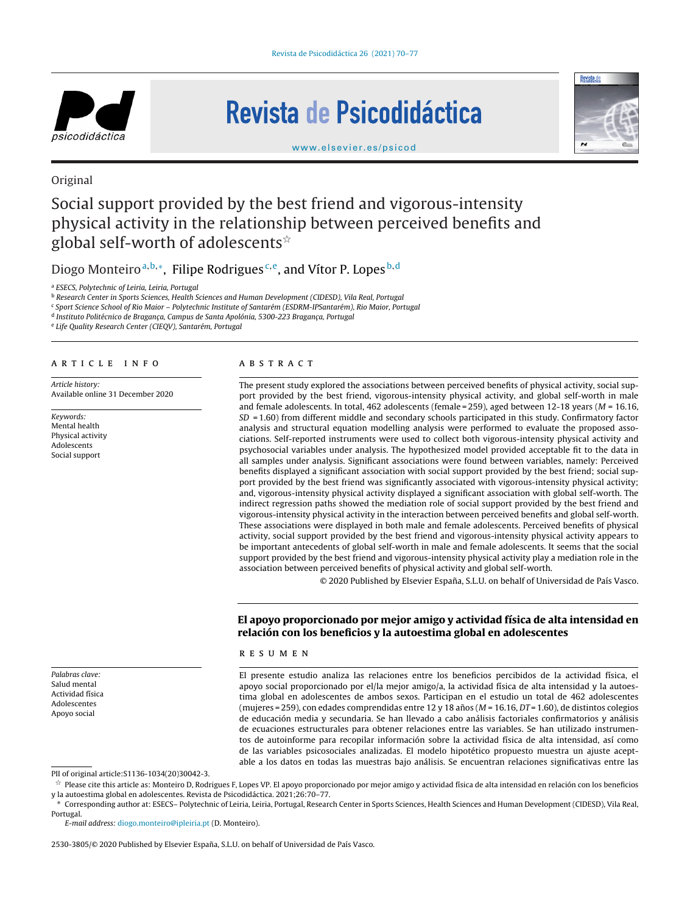Original

# Social support provided by the best friend and vigorous-intensity physical activity in the relationship between perceived benefits and global self-worth of adolescents☆

Diogo Monteiro[a,b,*], Filipe Rodrigues[c,e], and Vítor P. Lopes[b,d]

[a] ESECS, Polytechnic of Leiria, Leiria, Portugal
[b] Research Center in Sports Sciences, Health Sciences and Human Development (CIDESD), Vila Real, Portugal
[c] Sport Science School of Rio Maior – Polytechnic Institute of Santarém (ESDRM-IPSantarém), Rio Maior, Portugal
[d] Instituto Politécnico de Bragança, Campus de Santa Apolónia, 5300-223 Bragança, Portugal
[e] Life Quality Research Center (CIEQV), Santarém, Portugal

## ARTICLE INFO

*Article history:*
Available online 31 December 2020

*Keywords:*
Mental health
Physical activity
Adolescents
Social support

## ABSTRACT

The present study explored the associations between perceived benefits of physical activity, social support provided by the best friend, vigorous-intensity physical activity, and global self-worth in male and female adolescents. In total, 462 adolescents (female = 259), aged between 12-18 years (*M* = 16.16, *SD* = 1.60) from different middle and secondary schools participated in this study. Confirmatory factor analysis and structural equation modelling analysis were performed to evaluate the proposed associations. Self-reported instruments were used to collect both vigorous-intensity physical activity and psychosocial variables under analysis. The hypothesized model provided acceptable fit to the data in all samples under analysis. Significant associations were found between variables, namely: Perceived benefits displayed a significant association with social support provided by the best friend; social support provided by the best friend was significantly associated with vigorous-intensity physical activity; and, vigorous-intensity physical activity displayed a significant association with global self-worth. The indirect regression paths showed the mediation role of social support provided by the best friend and vigorous-intensity physical activity in the interaction between perceived benefits and global self-worth. These associations were displayed in both male and female adolescents. Perceived benefits of physical activity, social support provided by the best friend and vigorous-intensity physical activity appears to be important antecedents of global self-worth in male and female adolescents. It seems that the social support provided by the best friend and vigorous-intensity physical activity play a mediation role in the association between perceived benefits of physical activity and global self-worth.

© 2020 Published by Elsevier España, S.L.U. on behalf of Universidad de País Vasco.

## El apoyo proporcionado por mejor amigo y actividad física de alta intensidad en relación con los beneficios y la autoestima global en adolescentes

*Palabras clave:*
Salud mental
Actividad física
Adolescentes
Apoyo social

## RESUMEN

El presente estudio analiza las relaciones entre los beneficios percibidos de la actividad física, el apoyo social proporcionado por el/la mejor amigo/a, la actividad física de alta intensidad y la autoestima global en adolescentes de ambos sexos. Participan en el estudio un total de 462 adolescentes (mujeres = 259), con edades comprendidas entre 12 y 18 años (*M* = 16.16, *DT* = 1.60), de distintos colegios de educación media y secundaria. Se han llevado a cabo análisis factoriales confirmatorios y análisis de ecuaciones estructurales para obtener relaciones entre las variables. Se han utilizado instrumentos de autoinforme para recopilar información sobre la actividad física de alta intensidad, así como de las variables psicosociales analizadas. El modelo hipotético propuesto muestra un ajuste aceptable a los datos en todas las muestras bajo análisis. Se encuentran relaciones significativas entre las

---

PII of original article:S1136-1034(20)30042-3.

☆ Please cite this article as: Monteiro D, Rodrigues F, Lopes VP. El apoyo proporcionado por mejor amigo y actividad física de alta intensidad en relación con los beneficios y la autoestima global en adolescentes. Revista de Psicodidáctica. 2021;26:70–77.

\* Corresponding author at: ESECS– Polytechnic of Leiria, Leiria, Portugal, Research Center in Sports Sciences, Health Sciences and Human Development (CIDESD), Vila Real, Portugal.

*E-mail address:* diogo.monteiro@ipleiria.pt (D. Monteiro).

2530-3805/© 2020 Published by Elsevier España, S.L.U. on behalf of Universidad de País Vasco.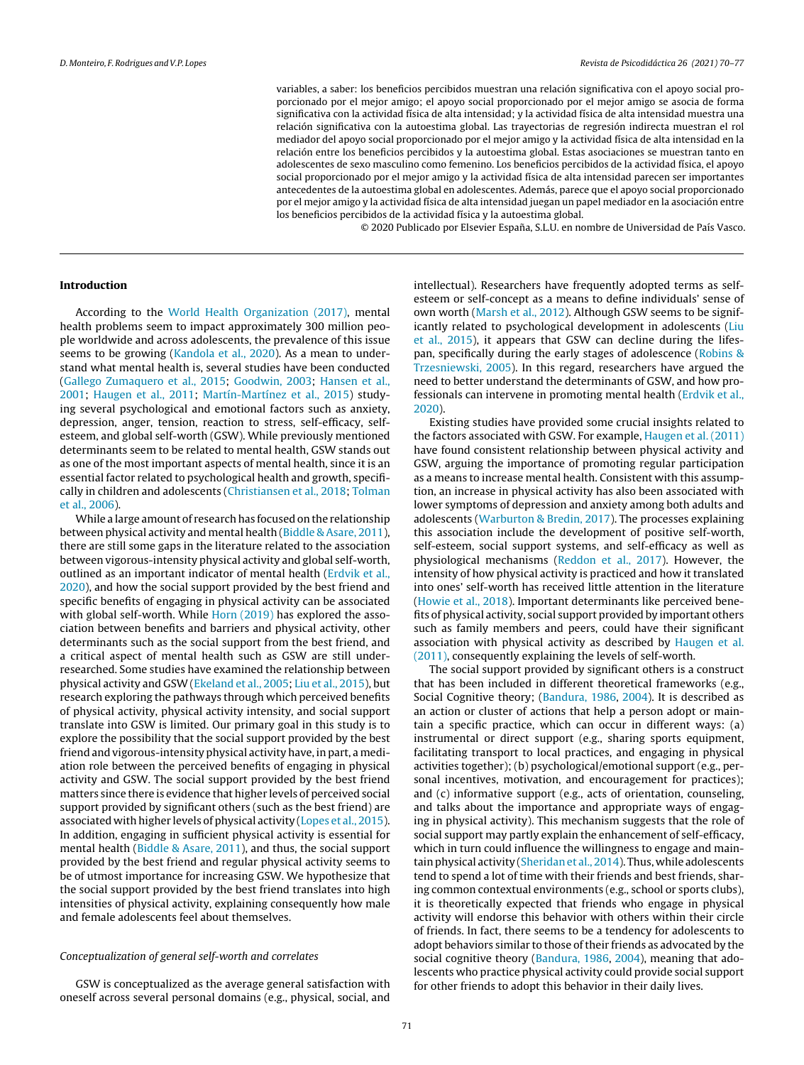variables, a saber: los beneficios percibidos muestran una relación significativa con el apoyo social proporcionado por el mejor amigo; el apoyo social proporcionado por el mejor amigo se asocia de forma significativa con la actividad física de alta intensidad; y la actividad física de alta intensidad muestra una relación significativa con la autoestima global. Las trayectorias de regresión indirecta muestran el rol mediador del apoyo social proporcionado por el mejor amigo y la actividad física de alta intensidad en la relación entre los beneficios percibidos y la autoestima global. Estas asociaciones se muestran tanto en adolescentes de sexo masculino como femenino. Los beneficios percibidos de la actividad física, el apoyo social proporcionado por el mejor amigo y la actividad física de alta intensidad parecen ser importantes antecedentes de la autoestima global en adolescentes. Además, parece que el apoyo social proporcionado por el mejor amigo y la actividad física de alta intensidad juegan un papel mediador en la asociación entre los beneficios percibidos de la actividad física y la autoestima global.

© 2020 Publicado por Elsevier España, S.L.U. en nombre de Universidad de País Vasco.

## Introduction

According to the World Health Organization (2017), mental health problems seem to impact approximately 300 million people worldwide and across adolescents, the prevalence of this issue seems to be growing (Kandola et al., 2020). As a mean to understand what mental health is, several studies have been conducted (Gallego Zumaquero et al., 2015; Goodwin, 2003; Hansen et al., 2001; Haugen et al., 2011; Martín-Martínez et al., 2015) studying several psychological and emotional factors such as anxiety, depression, anger, tension, reaction to stress, self-efficacy, self-esteem, and global self-worth (GSW). While previously mentioned determinants seem to be related to mental health, GSW stands out as one of the most important aspects of mental health, since it is an essential factor related to psychological health and growth, specifically in children and adolescents (Christiansen et al., 2018; Tolman et al., 2006).

While a large amount of research has focused on the relationship between physical activity and mental health (Biddle & Asare, 2011), there are still some gaps in the literature related to the association between vigorous-intensity physical activity and global self-worth, outlined as an important indicator of mental health (Erdvik et al., 2020), and how the social support provided by the best friend and specific benefits of engaging in physical activity can be associated with global self-worth. While Horn (2019) has explored the association between benefits and barriers and physical activity, other determinants such as the social support from the best friend, and a critical aspect of mental health such as GSW are still under-researched. Some studies have examined the relationship between physical activity and GSW (Ekeland et al., 2005; Liu et al., 2015), but research exploring the pathways through which perceived benefits of physical activity, physical activity intensity, and social support translate into GSW is limited. Our primary goal in this study is to explore the possibility that the social support provided by the best friend and vigorous-intensity physical activity have, in part, a mediation role between the perceived benefits of engaging in physical activity and GSW. The social support provided by the best friend matters since there is evidence that higher levels of perceived social support provided by significant others (such as the best friend) are associated with higher levels of physical activity (Lopes et al., 2015). In addition, engaging in sufficient physical activity is essential for mental health (Biddle & Asare, 2011), and thus, the social support provided by the best friend and regular physical activity seems to be of utmost importance for increasing GSW. We hypothesize that the social support provided by the best friend translates into high intensities of physical activity, explaining consequently how male and female adolescents feel about themselves.

### *Conceptualization of general self-worth and correlates*

GSW is conceptualized as the average general satisfaction with oneself across several personal domains (e.g., physical, social, and intellectual). Researchers have frequently adopted terms as self-esteem or self-concept as a means to define individuals' sense of own worth (Marsh et al., 2012). Although GSW seems to be significantly related to psychological development in adolescents (Liu et al., 2015), it appears that GSW can decline during the lifespan, specifically during the early stages of adolescence (Robins & Trzesniewski, 2005). In this regard, researchers have argued the need to better understand the determinants of GSW, and how professionals can intervene in promoting mental health (Erdvik et al., 2020).

Existing studies have provided some crucial insights related to the factors associated with GSW. For example, Haugen et al. (2011) have found consistent relationship between physical activity and GSW, arguing the importance of promoting regular participation as a means to increase mental health. Consistent with this assumption, an increase in physical activity has also been associated with lower symptoms of depression and anxiety among both adults and adolescents (Warburton & Bredin, 2017). The processes explaining this association include the development of positive self-worth, self-esteem, social support systems, and self-efficacy as well as physiological mechanisms (Reddon et al., 2017). However, the intensity of how physical activity is practiced and how it translated into ones' self-worth has received little attention in the literature (Howie et al., 2018). Important determinants like perceived benefits of physical activity, social support provided by important others such as family members and peers, could have their significant association with physical activity as described by Haugen et al. (2011), consequently explaining the levels of self-worth.

The social support provided by significant others is a construct that has been included in different theoretical frameworks (e.g., Social Cognitive theory; (Bandura, 1986, 2004). It is described as an action or cluster of actions that help a person adopt or maintain a specific practice, which can occur in different ways: (a) instrumental or direct support (e.g., sharing sports equipment, facilitating transport to local practices, and engaging in physical activities together); (b) psychological/emotional support (e.g., personal incentives, motivation, and encouragement for practices); and (c) informative support (e.g., acts of orientation, counseling, and talks about the importance and appropriate ways of engaging in physical activity). This mechanism suggests that the role of social support may partly explain the enhancement of self-efficacy, which in turn could influence the willingness to engage and maintain physical activity (Sheridan et al., 2014). Thus, while adolescents tend to spend a lot of time with their friends and best friends, sharing common contextual environments (e.g., school or sports clubs), it is theoretically expected that friends who engage in physical activity will endorse this behavior with others within their circle of friends. In fact, there seems to be a tendency for adolescents to adopt behaviors similar to those of their friends as advocated by the social cognitive theory (Bandura, 1986, 2004), meaning that adolescents who practice physical activity could provide social support for other friends to adopt this behavior in their daily lives.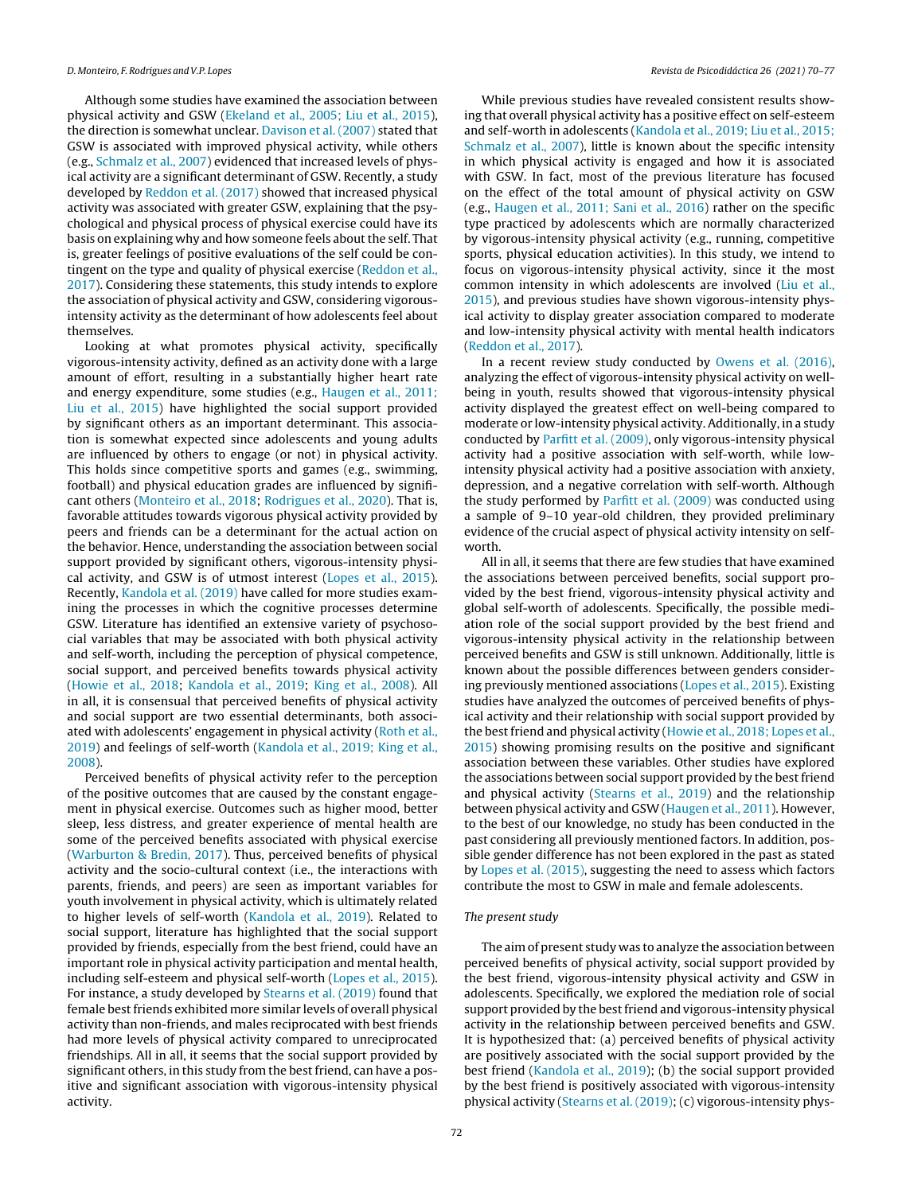Although some studies have examined the association between physical activity and GSW (Ekeland et al., 2005; Liu et al., 2015), the direction is somewhat unclear. Davison et al. (2007) stated that GSW is associated with improved physical activity, while others (e.g., Schmalz et al., 2007) evidenced that increased levels of physical activity are a significant determinant of GSW. Recently, a study developed by Reddon et al. (2017) showed that increased physical activity was associated with greater GSW, explaining that the psychological and physical process of physical exercise could have its basis on explaining why and how someone feels about the self. That is, greater feelings of positive evaluations of the self could be contingent on the type and quality of physical exercise (Reddon et al., 2017). Considering these statements, this study intends to explore the association of physical activity and GSW, considering vigorous-intensity activity as the determinant of how adolescents feel about themselves.

Looking at what promotes physical activity, specifically vigorous-intensity activity, defined as an activity done with a large amount of effort, resulting in a substantially higher heart rate and energy expenditure, some studies (e.g., Haugen et al., 2011; Liu et al., 2015) have highlighted the social support provided by significant others as an important determinant. This association is somewhat expected since adolescents and young adults are influenced by others to engage (or not) in physical activity. This holds since competitive sports and games (e.g., swimming, football) and physical education grades are influenced by significant others (Monteiro et al., 2018; Rodrigues et al., 2020). That is, favorable attitudes towards vigorous physical activity provided by peers and friends can be a determinant for the actual action on the behavior. Hence, understanding the association between social support provided by significant others, vigorous-intensity physical activity, and GSW is of utmost interest (Lopes et al., 2015). Recently, Kandola et al. (2019) have called for more studies examining the processes in which the cognitive processes determine GSW. Literature has identified an extensive variety of psychosocial variables that may be associated with both physical activity and self-worth, including the perception of physical competence, social support, and perceived benefits towards physical activity (Howie et al., 2018; Kandola et al., 2019; King et al., 2008). All in all, it is consensual that perceived benefits of physical activity and social support are two essential determinants, both associated with adolescents' engagement in physical activity (Roth et al., 2019) and feelings of self-worth (Kandola et al., 2019; King et al., 2008).

Perceived benefits of physical activity refer to the perception of the positive outcomes that are caused by the constant engagement in physical exercise. Outcomes such as higher mood, better sleep, less distress, and greater experience of mental health are some of the perceived benefits associated with physical exercise (Warburton & Bredin, 2017). Thus, perceived benefits of physical activity and the socio-cultural context (i.e., the interactions with parents, friends, and peers) are seen as important variables for youth involvement in physical activity, which is ultimately related to higher levels of self-worth (Kandola et al., 2019). Related to social support, literature has highlighted that the social support provided by friends, especially from the best friend, could have an important role in physical activity participation and mental health, including self-esteem and physical self-worth (Lopes et al., 2015). For instance, a study developed by Stearns et al. (2019) found that female best friends exhibited more similar levels of overall physical activity than non-friends, and males reciprocated with best friends had more levels of physical activity compared to unreciprocated friendships. All in all, it seems that the social support provided by significant others, in this study from the best friend, can have a positive and significant association with vigorous-intensity physical activity.

While previous studies have revealed consistent results showing that overall physical activity has a positive effect on self-esteem and self-worth in adolescents (Kandola et al., 2019; Liu et al., 2015; Schmalz et al., 2007), little is known about the specific intensity in which physical activity is engaged and how it is associated with GSW. In fact, most of the previous literature has focused on the effect of the total amount of physical activity on GSW (e.g., Haugen et al., 2011; Sani et al., 2016) rather on the specific type practiced by adolescents which are normally characterized by vigorous-intensity physical activity (e.g., running, competitive sports, physical education activities). In this study, we intend to focus on vigorous-intensity physical activity, since it the most common intensity in which adolescents are involved (Liu et al., 2015), and previous studies have shown vigorous-intensity physical activity to display greater association compared to moderate and low-intensity physical activity with mental health indicators (Reddon et al., 2017).

In a recent review study conducted by Owens et al. (2016), analyzing the effect of vigorous-intensity physical activity on well-being in youth, results showed that vigorous-intensity physical activity displayed the greatest effect on well-being compared to moderate or low-intensity physical activity. Additionally, in a study conducted by Parfitt et al. (2009), only vigorous-intensity physical activity had a positive association with self-worth, while low-intensity physical activity had a positive association with anxiety, depression, and a negative correlation with self-worth. Although the study performed by Parfitt et al. (2009) was conducted using a sample of 9–10 year-old children, they provided preliminary evidence of the crucial aspect of physical activity intensity on self-worth.

All in all, it seems that there are few studies that have examined the associations between perceived benefits, social support provided by the best friend, vigorous-intensity physical activity and global self-worth of adolescents. Specifically, the possible mediation role of the social support provided by the best friend and vigorous-intensity physical activity in the relationship between perceived benefits and GSW is still unknown. Additionally, little is known about the possible differences between genders considering previously mentioned associations (Lopes et al., 2015). Existing studies have analyzed the outcomes of perceived benefits of physical activity and their relationship with social support provided by the best friend and physical activity (Howie et al., 2018; Lopes et al., 2015) showing promising results on the positive and significant association between these variables. Other studies have explored the associations between social support provided by the best friend and physical activity (Stearns et al., 2019) and the relationship between physical activity and GSW (Haugen et al., 2011). However, to the best of our knowledge, no study has been conducted in the past considering all previously mentioned factors. In addition, possible gender difference has not been explored in the past as stated by Lopes et al. (2015), suggesting the need to assess which factors contribute the most to GSW in male and female adolescents.

## *The present study*

The aim of present study was to analyze the association between perceived benefits of physical activity, social support provided by the best friend, vigorous-intensity physical activity and GSW in adolescents. Specifically, we explored the mediation role of social support provided by the best friend and vigorous-intensity physical activity in the relationship between perceived benefits and GSW. It is hypothesized that: (a) perceived benefits of physical activity are positively associated with the social support provided by the best friend (Kandola et al., 2019); (b) the social support provided by the best friend is positively associated with vigorous-intensity physical activity (Stearns et al. (2019); (c) vigorous-intensity phys-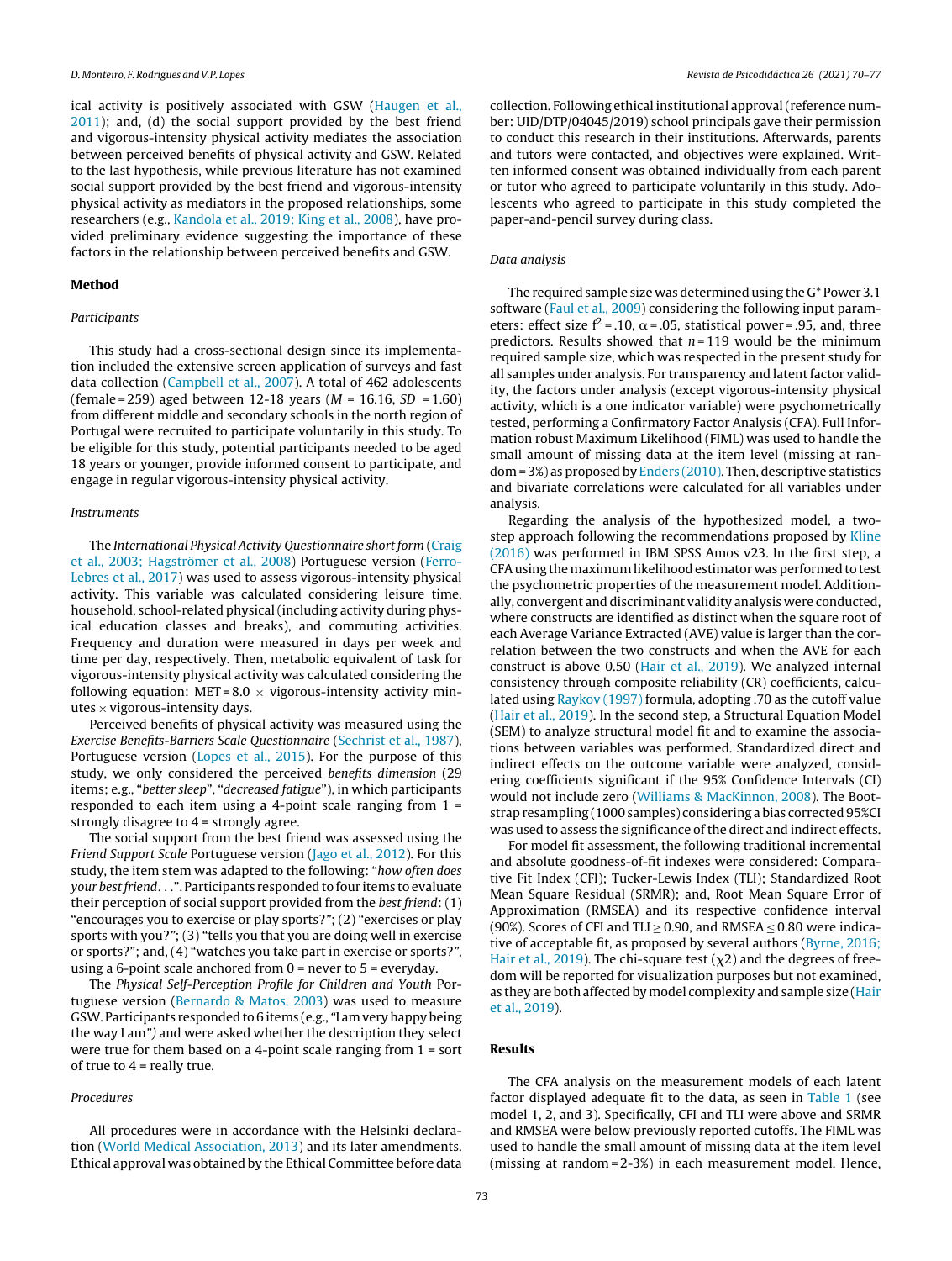ical activity is positively associated with GSW (Haugen et al., 2011); and, (d) the social support provided by the best friend and vigorous-intensity physical activity mediates the association between perceived benefits of physical activity and GSW. Related to the last hypothesis, while previous literature has not examined social support provided by the best friend and vigorous-intensity physical activity as mediators in the proposed relationships, some researchers (e.g., Kandola et al., 2019; King et al., 2008), have provided preliminary evidence suggesting the importance of these factors in the relationship between perceived benefits and GSW.

## Method

### Participants

This study had a cross-sectional design since its implementation included the extensive screen application of surveys and fast data collection (Campbell et al., 2007). A total of 462 adolescents (female = 259) aged between 12-18 years ($M$ = 16.16, $SD$ = 1.60) from different middle and secondary schools in the north region of Portugal were recruited to participate voluntarily in this study. To be eligible for this study, potential participants needed to be aged 18 years or younger, provide informed consent to participate, and engage in regular vigorous-intensity physical activity.

### Instruments

The *International Physical Activity Questionnaire short form* (Craig et al., 2003; Hagströmer et al., 2008) Portuguese version (Ferro-Lebres et al., 2017) was used to assess vigorous-intensity physical activity. This variable was calculated considering leisure time, household, school-related physical (including activity during physical education classes and breaks), and commuting activities. Frequency and duration were measured in days per week and time per day, respectively. Then, metabolic equivalent of task for vigorous-intensity physical activity was calculated considering the following equation: MET = 8.0 $\times$ vigorous-intensity activity minutes $\times$ vigorous-intensity days.

Perceived benefits of physical activity was measured using the *Exercise Benefits-Barriers Scale Questionnaire* (Sechrist et al., 1987), Portuguese version (Lopes et al., 2015). For the purpose of this study, we only considered the perceived *benefits dimension* (29 items; e.g., "*better sleep*", "*decreased fatigue*"), in which participants responded to each item using a 4-point scale ranging from 1 = strongly disagree to 4 = strongly agree.

The social support from the best friend was assessed using the *Friend Support Scale* Portuguese version (Jago et al., 2012). For this study, the item stem was adapted to the following: "*how often does your best friend...*". Participants responded to four items to evaluate their perception of social support provided from the *best friend*: (1) "encourages you to exercise or play sports?"; (2) "exercises or play sports with you?"; (3) "tells you that you are doing well in exercise or sports?"; and, (4) "watches you take part in exercise or sports?", using a 6-point scale anchored from 0 = never to 5 = everyday.

The *Physical Self-Perception Profile for Children and Youth* Portuguese version (Bernardo & Matos, 2003) was used to measure GSW. Participants responded to 6 items (e.g., "I am very happy being the way I am") and were asked whether the description they select were true for them based on a 4-point scale ranging from 1 = sort of true to 4 = really true.

### Procedures

All procedures were in accordance with the Helsinki declaration (World Medical Association, 2013) and its later amendments. Ethical approval was obtained by the Ethical Committee before data collection. Following ethical institutional approval (reference number: UID/DTP/04045/2019) school principals gave their permission to conduct this research in their institutions. Afterwards, parents and tutors were contacted, and objectives were explained. Written informed consent was obtained individually from each parent or tutor who agreed to participate voluntarily in this study. Adolescents who agreed to participate in this study completed the paper-and-pencil survey during class.

### Data analysis

The required sample size was determined using the G* Power 3.1 software (Faul et al., 2009) considering the following input parameters: effect size $f^2$ = .10, $\alpha$ = .05, statistical power = .95, and, three predictors. Results showed that $n$ = 119 would be the minimum required sample size, which was respected in the present study for all samples under analysis. For transparency and latent factor validity, the factors under analysis (except vigorous-intensity physical activity, which is a one indicator variable) were psychometrically tested, performing a Confirmatory Factor Analysis (CFA). Full Information robust Maximum Likelihood (FIML) was used to handle the small amount of missing data at the item level (missing at random = 3%) as proposed by Enders (2010). Then, descriptive statistics and bivariate correlations were calculated for all variables under analysis.

Regarding the analysis of the hypothesized model, a two-step approach following the recommendations proposed by Kline (2016) was performed in IBM SPSS Amos v23. In the first step, a CFA using the maximum likelihood estimator was performed to test the psychometric properties of the measurement model. Additionally, convergent and discriminant validity analysis were conducted, where constructs are identified as distinct when the square root of each Average Variance Extracted (AVE) value is larger than the correlation between the two constructs and when the AVE for each construct is above 0.50 (Hair et al., 2019). We analyzed internal consistency through composite reliability (CR) coefficients, calculated using Raykov (1997) formula, adopting .70 as the cutoff value (Hair et al., 2019). In the second step, a Structural Equation Model (SEM) to analyze structural model fit and to examine the associations between variables was performed. Standardized direct and indirect effects on the outcome variable were analyzed, considering coefficients significant if the 95% Confidence Intervals (CI) would not include zero (Williams & MacKinnon, 2008). The Bootstrap resampling (1000 samples) considering a bias corrected 95%CI was used to assess the significance of the direct and indirect effects.

For model fit assessment, the following traditional incremental and absolute goodness-of-fit indexes were considered: Comparative Fit Index (CFI); Tucker-Lewis Index (TLI); Standardized Root Mean Square Residual (SRMR); and, Root Mean Square Error of Approximation (RMSEA) and its respective confidence interval (90%). Scores of CFI and TLI $\geq$ 0.90, and RMSEA $\leq$ 0.80 were indicative of acceptable fit, as proposed by several authors (Byrne, 2016; Hair et al., 2019). The chi-square test ($\chi$2) and the degrees of freedom will be reported for visualization purposes but not examined, as they are both affected by model complexity and sample size (Hair et al., 2019).

## Results

The CFA analysis on the measurement models of each latent factor displayed adequate fit to the data, as seen in Table 1 (see model 1, 2, and 3). Specifically, CFI and TLI were above and SRMR and RMSEA were below previously reported cutoffs. The FIML was used to handle the small amount of missing data at the item level (missing at random = 2-3%) in each measurement model. Hence,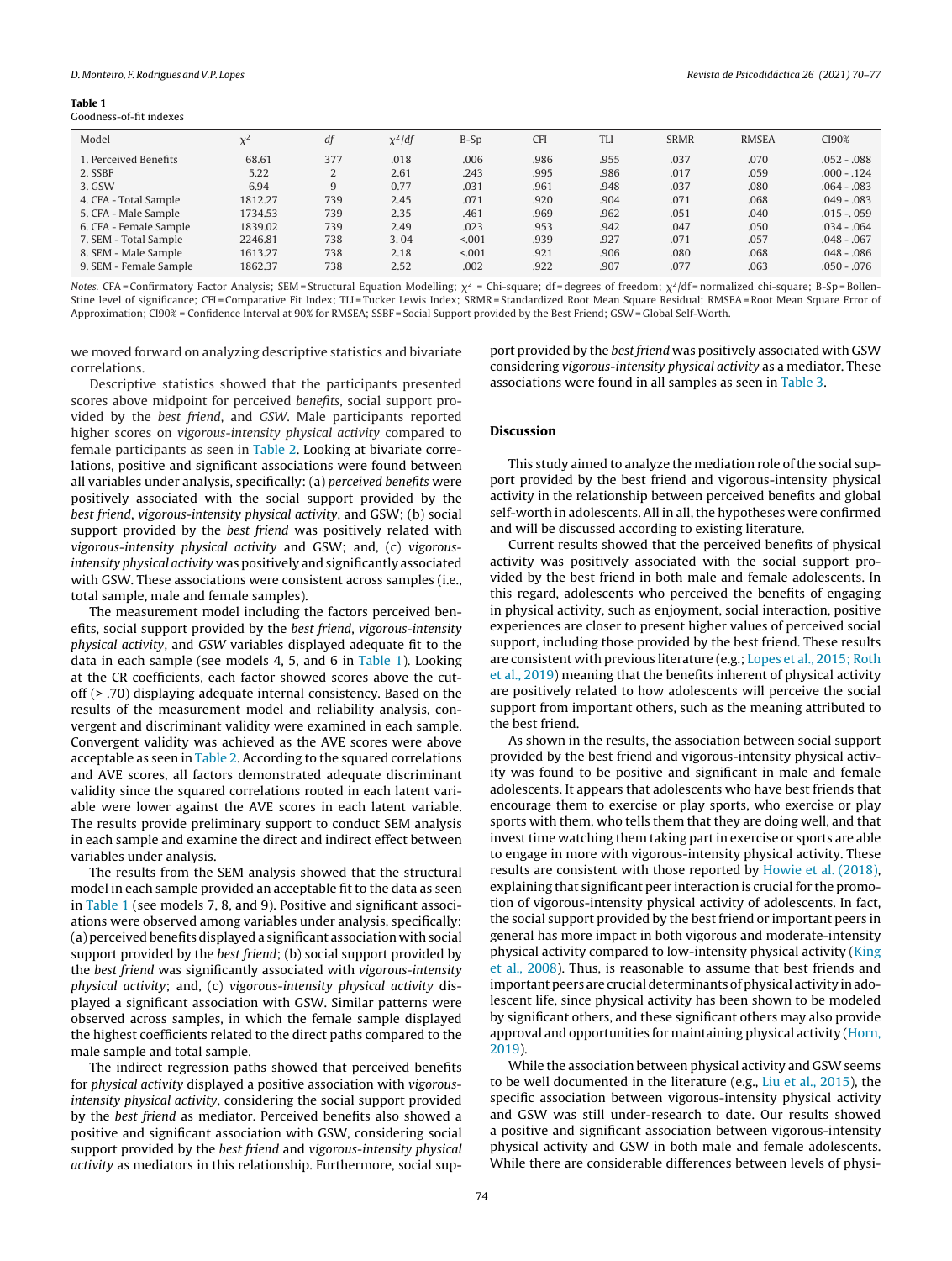**Table 1**
Goodness-of-fit indexes

| Model | $\chi^2$ | *df* | $\chi^2/df$ | B-Sp | CFI | TLI | SRMR | RMSEA | CI90% |
|---|---|---|---|---|---|---|---|---|---|
| 1. Perceived Benefits | 68.61 | 377 | .018 | .006 | .986 | .955 | .037 | .070 | .052 - .088 |
| 2. SSBF | 5.22 | 2 | 2.61 | .243 | .995 | .986 | .017 | .059 | .000 - .124 |
| 3. GSW | 6.94 | 9 | 0.77 | .031 | .961 | .948 | .037 | .080 | .064 - .083 |
| 4. CFA - Total Sample | 1812.27 | 739 | 2.45 | .071 | .920 | .904 | .071 | .068 | .049 - .083 |
| 5. CFA - Male Sample | 1734.53 | 739 | 2.35 | .461 | .969 | .962 | .051 | .040 | .015 -. 059 |
| 6. CFA - Female Sample | 1839.02 | 739 | 2.49 | .023 | .953 | .942 | .047 | .050 | .034 - .064 |
| 7. SEM - Total Sample | 2246.81 | 738 | 3. 04 | <.001 | .939 | .927 | .071 | .057 | .048 - .067 |
| 8. SEM - Male Sample | 1613.27 | 738 | 2.18 | <.001 | .921 | .906 | .080 | .068 | .048 - .086 |
| 9. SEM - Female Sample | 1862.37 | 738 | 2.52 | .002 | .922 | .907 | .077 | .063 | .050 - .076 |

*Notes.* CFA = Confirmatory Factor Analysis; SEM = Structural Equation Modelling; $\chi^2$ = Chi-square; df = degrees of freedom; $\chi^2$/df = normalized chi-square; B-Sp = Bollen-Stine level of significance; CFI = Comparative Fit Index; TLI = Tucker Lewis Index; SRMR = Standardized Root Mean Square Residual; RMSEA = Root Mean Square Error of Approximation; CI90% = Confidence Interval at 90% for RMSEA; SSBF = Social Support provided by the Best Friend; GSW = Global Self-Worth.

we moved forward on analyzing descriptive statistics and bivariate correlations.

Descriptive statistics showed that the participants presented scores above midpoint for perceived *benefits*, social support provided by the *best friend*, and *GSW*. Male participants reported higher scores on *vigorous-intensity physical activity* compared to female participants as seen in Table 2. Looking at bivariate correlations, positive and significant associations were found between all variables under analysis, specifically: (a) *perceived benefits* were positively associated with the social support provided by the *best friend*, *vigorous-intensity physical activity*, and GSW; (b) social support provided by the *best friend* was positively related with *vigorous-intensity physical activity* and GSW; and, (c) *vigorous-intensity physical activity* was positively and significantly associated with GSW. These associations were consistent across samples (i.e., total sample, male and female samples).

The measurement model including the factors perceived benefits, social support provided by the *best friend*, *vigorous-intensity physical activity*, and *GSW* variables displayed adequate fit to the data in each sample (see models 4, 5, and 6 in Table 1). Looking at the CR coefficients, each factor showed scores above the cut-off (> .70) displaying adequate internal consistency. Based on the results of the measurement model and reliability analysis, convergent and discriminant validity were examined in each sample. Convergent validity was achieved as the AVE scores were above acceptable as seen in Table 2. According to the squared correlations and AVE scores, all factors demonstrated adequate discriminant validity since the squared correlations rooted in each latent variable were lower against the AVE scores in each latent variable. The results provide preliminary support to conduct SEM analysis in each sample and examine the direct and indirect effect between variables under analysis.

The results from the SEM analysis showed that the structural model in each sample provided an acceptable fit to the data as seen in Table 1 (see models 7, 8, and 9). Positive and significant associations were observed among variables under analysis, specifically: (a) perceived benefits displayed a significant association with social support provided by the *best friend*; (b) social support provided by the *best friend* was significantly associated with *vigorous-intensity physical activity*; and, (c) *vigorous-intensity physical activity* displayed a significant association with GSW. Similar patterns were observed across samples, in which the female sample displayed the highest coefficients related to the direct paths compared to the male sample and total sample.

The indirect regression paths showed that perceived benefits for *physical activity* displayed a positive association with *vigorous-intensity physical activity*, considering the social support provided by the *best friend* as mediator. Perceived benefits also showed a positive and significant association with GSW, considering social support provided by the *best friend* and *vigorous-intensity physical activity* as mediators in this relationship. Furthermore, social support provided by the *best friend* was positively associated with GSW considering *vigorous-intensity physical activity* as a mediator. These associations were found in all samples as seen in Table 3.

## Discussion

This study aimed to analyze the mediation role of the social support provided by the best friend and vigorous-intensity physical activity in the relationship between perceived benefits and global self-worth in adolescents. All in all, the hypotheses were confirmed and will be discussed according to existing literature.

Current results showed that the perceived benefits of physical activity was positively associated with the social support provided by the best friend in both male and female adolescents. In this regard, adolescents who perceived the benefits of engaging in physical activity, such as enjoyment, social interaction, positive experiences are closer to present higher values of perceived social support, including those provided by the best friend. These results are consistent with previous literature (e.g.; Lopes et al., 2015; Roth et al., 2019) meaning that the benefits inherent of physical activity are positively related to how adolescents will perceive the social support from important others, such as the meaning attributed to the best friend.

As shown in the results, the association between social support provided by the best friend and vigorous-intensity physical activity was found to be positive and significant in male and female adolescents. It appears that adolescents who have best friends that encourage them to exercise or play sports, who exercise or play sports with them, who tells them that they are doing well, and that invest time watching them taking part in exercise or sports are able to engage in more with vigorous-intensity physical activity. These results are consistent with those reported by Howie et al. (2018), explaining that significant peer interaction is crucial for the promotion of vigorous-intensity physical activity of adolescents. In fact, the social support provided by the best friend or important peers in general has more impact in both vigorous and moderate-intensity physical activity compared to low-intensity physical activity (King et al., 2008). Thus, is reasonable to assume that best friends and important peers are crucial determinants of physical activity in adolescent life, since physical activity has been shown to be modeled by significant others, and these significant others may also provide approval and opportunities for maintaining physical activity (Horn, 2019).

While the association between physical activity and GSW seems to be well documented in the literature (e.g., Liu et al., 2015), the specific association between vigorous-intensity physical activity and GSW was still under-research to date. Our results showed a positive and significant association between vigorous-intensity physical activity and GSW in both male and female adolescents. While there are considerable differences between levels of physi-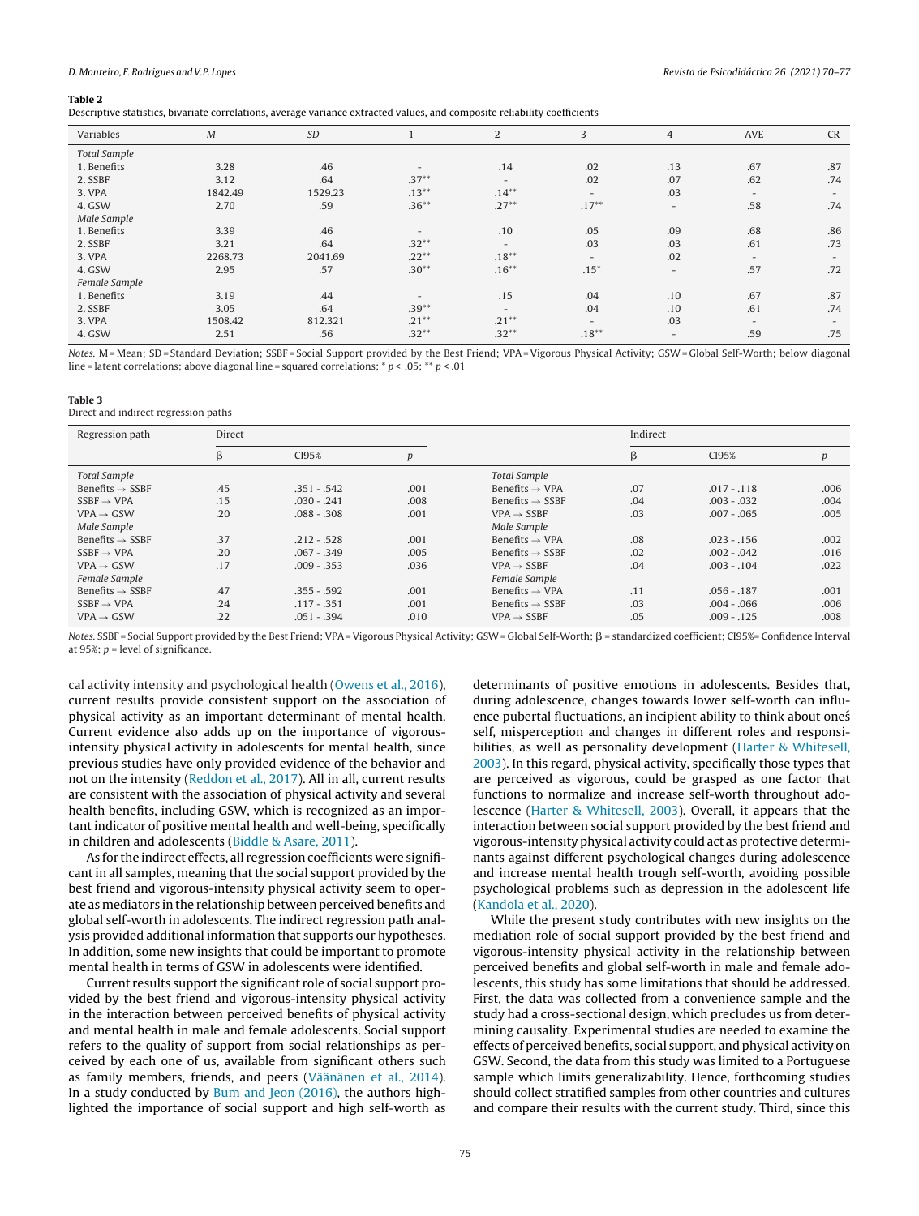**Table 2**

Descriptive statistics, bivariate correlations, average variance extracted values, and composite reliability coefficients

| Variables | M | SD | 1 | 2 | 3 | 4 | AVE | CR |
|---|---|---|---|---|---|---|---|---|
| *Total Sample* | | | | | | | | |
| 1. Benefits | 3.28 | .46 | - | .14 | .02 | .13 | .67 | .87 |
| 2. SSBF | 3.12 | .64 | .37** | - | .02 | .07 | .62 | .74 |
| 3. VPA | 1842.49 | 1529.23 | .13** | .14** | - | .03 | - | - |
| 4. GSW | 2.70 | .59 | .36** | .27** | .17** | - | .58 | .74 |
| *Male Sample* | | | | | | | | |
| 1. Benefits | 3.39 | .46 | - | .10 | .05 | .09 | .68 | .86 |
| 2. SSBF | 3.21 | .64 | .32** | - | .03 | .03 | .61 | .73 |
| 3. VPA | 2268.73 | 2041.69 | .22** | .18** | - | .02 | - | - |
| 4. GSW | 2.95 | .57 | .30** | .16** | .15* | - | .57 | .72 |
| *Female Sample* | | | | | | | | |
| 1. Benefits | 3.19 | .44 | - | .15 | .04 | .10 | .67 | .87 |
| 2. SSBF | 3.05 | .64 | .39** | - | .04 | .10 | .61 | .74 |
| 3. VPA | 1508.42 | 812.321 | .21** | .21** | - | .03 | - | - |
| 4. GSW | 2.51 | .56 | .32** | .32** | .18** | - | .59 | .75 |

*Notes.* M = Mean; SD = Standard Deviation; SSBF = Social Support provided by the Best Friend; VPA = Vigorous Physical Activity; GSW = Global Self-Worth; below diagonal line = latent correlations; above diagonal line = squared correlations; * $p < .05$; ** $p < .01$

**Table 3**

Direct and indirect regression paths

| Regression path | Direct | | | | Indirect | | |
|---|---|---|---|---|---|---|---|
| | β | CI95% | p | | β | CI95% | p |
| *Total Sample* | | | | *Total Sample* | | | |
| Benefits → SSBF | .45 | .351 - .542 | .001 | Benefits → VPA | .07 | .017 - .118 | .006 |
| SSBF → VPA | .15 | .030 - .241 | .008 | Benefits → SSBF | .04 | .003 - .032 | .004 |
| VPA → GSW | .20 | .088 - .308 | .001 | VPA → SSBF | .03 | .007 - .065 | .005 |
| *Male Sample* | | | | *Male Sample* | | | |
| Benefits → SSBF | .37 | .212 - .528 | .001 | Benefits → VPA | .08 | .023 - .156 | .002 |
| SSBF → VPA | .20 | .067 - .349 | .005 | Benefits → SSBF | .02 | .002 - .042 | .016 |
| VPA → GSW | .17 | .009 - .353 | .036 | VPA → SSBF | .04 | .003 - .104 | .022 |
| *Female Sample* | | | | *Female Sample* | | | |
| Benefits → SSBF | .47 | .355 - .592 | .001 | Benefits → VPA | .11 | .056 - .187 | .001 |
| SSBF → VPA | .24 | .117 - .351 | .001 | Benefits → SSBF | .03 | .004 - .066 | .006 |
| VPA → GSW | .22 | .051 - .394 | .010 | VPA → SSBF | .05 | .009 - .125 | .008 |

*Notes.* SSBF = Social Support provided by the Best Friend; VPA = Vigorous Physical Activity; GSW = Global Self-Worth; β = standardized coefficient; CI95% = Confidence Interval at 95%; p = level of significance.

cal activity intensity and psychological health (Owens et al., 2016), current results provide consistent support on the association of physical activity as an important determinant of mental health. Current evidence also adds up on the importance of vigorous-intensity physical activity in adolescents for mental health, since previous studies have only provided evidence of the behavior and not on the intensity (Reddon et al., 2017). All in all, current results are consistent with the association of physical activity and several health benefits, including GSW, which is recognized as an important indicator of positive mental health and well-being, specifically in children and adolescents (Biddle & Asare, 2011).

As for the indirect effects, all regression coefficients were significant in all samples, meaning that the social support provided by the best friend and vigorous-intensity physical activity seem to operate as mediators in the relationship between perceived benefits and global self-worth in adolescents. The indirect regression path analysis provided additional information that supports our hypotheses. In addition, some new insights that could be important to promote mental health in terms of GSW in adolescents were identified.

Current results support the significant role of social support provided by the best friend and vigorous-intensity physical activity in the interaction between perceived benefits of physical activity and mental health in male and female adolescents. Social support refers to the quality of support from social relationships as perceived by each one of us, available from significant others such as family members, friends, and peers (Väänänen et al., 2014). In a study conducted by Bum and Jeon (2016), the authors highlighted the importance of social support and high self-worth as determinants of positive emotions in adolescents. Besides that, during adolescence, changes towards lower self-worth can influence pubertal fluctuations, an incipient ability to think about oneś self, misperception and changes in different roles and responsibilities, as well as personality development (Harter & Whitesell, 2003). In this regard, physical activity, specifically those types that are perceived as vigorous, could be grasped as one factor that functions to normalize and increase self-worth throughout adolescence (Harter & Whitesell, 2003). Overall, it appears that the interaction between social support provided by the best friend and vigorous-intensity physical activity could act as protective determinants against different psychological changes during adolescence and increase mental health trough self-worth, avoiding possible psychological problems such as depression in the adolescent life (Kandola et al., 2020).

While the present study contributes with new insights on the mediation role of social support provided by the best friend and vigorous-intensity physical activity in the relationship between perceived benefits and global self-worth in male and female adolescents, this study has some limitations that should be addressed. First, the data was collected from a convenience sample and the study had a cross-sectional design, which precludes us from determining causality. Experimental studies are needed to examine the effects of perceived benefits, social support, and physical activity on GSW. Second, the data from this study was limited to a Portuguese sample which limits generalizability. Hence, forthcoming studies should collect stratified samples from other countries and cultures and compare their results with the current study. Third, since this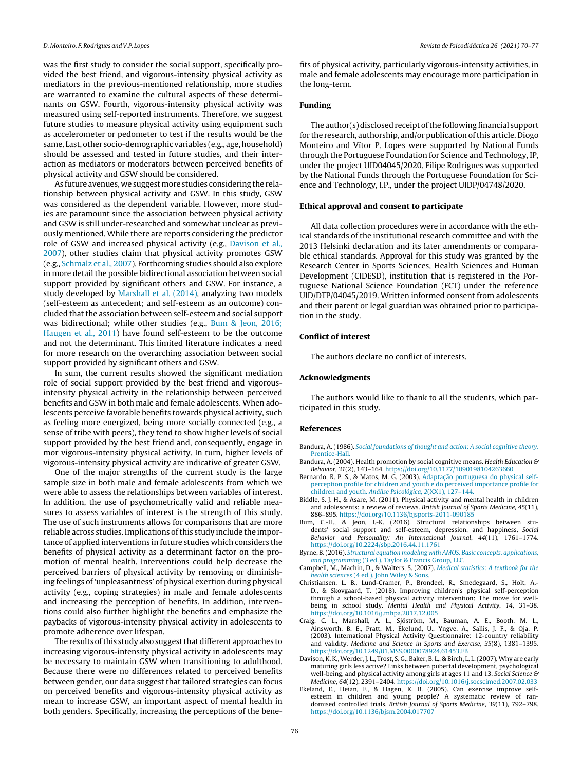was the first study to consider the social support, specifically provided the best friend, and vigorous-intensity physical activity as mediators in the previous-mentioned relationship, more studies are warranted to examine the cultural aspects of these determinants on GSW. Fourth, vigorous-intensity physical activity was measured using self-reported instruments. Therefore, we suggest future studies to measure physical activity using equipment such as accelerometer or pedometer to test if the results would be the same. Last, other socio-demographic variables (e.g., age, household) should be assessed and tested in future studies, and their interaction as mediators or moderators between perceived benefits of physical activity and GSW should be considered.

As future avenues, we suggest more studies considering the relationship between physical activity and GSW. In this study, GSW was considered as the dependent variable. However, more studies are paramount since the association between physical activity and GSW is still under-researched and somewhat unclear as previously mentioned. While there are reports considering the predictor role of GSW and increased physical activity (e.g., Davison et al., 2007), other studies claim that physical activity promotes GSW (e.g., Schmalz et al., 2007). Forthcoming studies should also explore in more detail the possible bidirectional association between social support provided by significant others and GSW. For instance, a study developed by Marshall et al. (2014), analyzing two models (self-esteem as antecedent; and self-esteem as an outcome) concluded that the association between self-esteem and social support was bidirectional; while other studies (e.g., Bum & Jeon, 2016; Haugen et al., 2011) have found self-esteem to be the outcome and not the determinant. This limited literature indicates a need for more research on the overarching association between social support provided by significant others and GSW.

In sum, the current results showed the significant mediation role of social support provided by the best friend and vigorous-intensity physical activity in the relationship between perceived benefits and GSW in both male and female adolescents. When adolescents perceive favorable benefits towards physical activity, such as feeling more energized, being more socially connected (e.g., a sense of tribe with peers), they tend to show higher levels of social support provided by the best friend and, consequently, engage in mor vigorous-intensity physical activity. In turn, higher levels of vigorous-intensity physical activity are indicative of greater GSW.

One of the major strengths of the current study is the large sample size in both male and female adolescents from which we were able to assess the relationships between variables of interest. In addition, the use of psychometrically valid and reliable measures to assess variables of interest is the strength of this study. The use of such instruments allows for comparisons that are more reliable across studies. Implications of this study include the importance of applied interventions in future studies which considers the benefits of physical activity as a determinant factor on the promotion of mental health. Interventions could help decrease the perceived barriers of physical activity by removing or diminishing feelings of 'unpleasantness' of physical exertion during physical activity (e.g., coping strategies) in male and female adolescents and increasing the perception of benefits. In addition, interventions could also further highlight the benefits and emphasize the paybacks of vigorous-intensity physical activity in adolescents to promote adherence over lifespan.

The results of this study also suggest that different approaches to increasing vigorous-intensity physical activity in adolescents may be necessary to maintain GSW when transitioning to adulthood. Because there were no differences related to perceived benefits between gender, our data suggest that tailored strategies can focus on perceived benefits and vigorous-intensity physical activity as mean to increase GSW, an important aspect of mental health in both genders. Specifically, increasing the perceptions of the benefits of physical activity, particularly vigorous-intensity activities, in male and female adolescents may encourage more participation in the long-term.

## Funding

The author(s) disclosed receipt of the following financial support for the research, authorship, and/or publication of this article. Diogo Monteiro and Vítor P. Lopes were supported by National Funds through the Portuguese Foundation for Science and Technology, IP, under the project UID04045/2020. Filipe Rodrigues was supported by the National Funds through the Portuguese Foundation for Science and Technology, I.P., under the project UIDP/04748/2020.

## Ethical approval and consent to participate

All data collection procedures were in accordance with the ethical standards of the institutional research committee and with the 2013 Helsinki declaration and its later amendments or comparable ethical standards. Approval for this study was granted by the Research Center in Sports Sciences, Health Sciences and Human Development (CIDESD), institution that is registered in the Portuguese National Science Foundation (FCT) under the reference UID/DTP/04045/2019. Written informed consent from adolescents and their parent or legal guardian was obtained prior to participation in the study.

## Conflict of interest

The authors declare no conflict of interests.

## Acknowledgments

The authors would like to thank to all the students, which participated in this study.

## References

Bandura, A. (1986). *Social foundations of thought and action: A social cognitive theory*. Prentice-Hall.

Bandura, A. (2004). Health promotion by social cognitive means. *Health Education & Behavior*, *31*(2), 143–164. https://doi.org/10.1177/1090198104263660

Bernardo, R. P. S., & Matos, M. G. (2003). Adaptação portuguesa do physical self-perception profile for children and youth e do perceived importance profile for children and youth. *Análise Psicológica*, *2*(XX1), 127–144.

Biddle, S. J. H., & Asare, M. (2011). Physical activity and mental health in children and adolescents: a review of reviews. *British Journal of Sports Medicine*, *45*(11), 886–895. https://doi.org/10.1136/bjsports-2011-090185

Bum, C.-H., & Jeon, I.-K. (2016). Structural relationships between students' social support and self-esteem, depression, and happiness. *Social Behavior and Personality: An International Journal*, *44*(11), 1761–1774. https://doi.org/10.2224/sbp.2016.44.11.1761

Byrne, B. (2016). *Structural equation modeling with AMOS. Basic concepts, applications, and programming* (3 ed.). Taylor & Francis Group, LLC.

Campbell, M., Machin, D., & Walters, S. (2007). *Medical statistics: A textbook for the health sciences* (4 ed.). John Wiley & Sons.

Christiansen, L. B., Lund-Cramer, P., Brondeel, R., Smedegaard, S., Holt, A.-D., & Skovgaard, T. (2018). Improving children's physical self-perception through a school-based physical activity intervention: The move for well-being in school study. *Mental Health and Physical Activity*, *14*, 31–38. https://doi.org/10.1016/j.mhpa.2017.12.005

Craig, C. L., Marshall, A. L., Sjöström, M., Bauman, A. E., Booth, M. L., Ainsworth, B. E., Pratt, M., Ekelund, U., Yngve, A., Sallis, J. F., & Oja, P. (2003). International Physical Activity Questionnaire: 12-country reliability and validity. *Medicine and Science in Sports and Exercise*, *35*(8), 1381–1395. https://doi.org/10.1249/01.MSS.0000078924.61453.FB

Davison, K. K., Werder, J. L., Trost, S. G., Baker, B. L., & Birch, L. L. (2007). Why are early maturing girls less active? Links between pubertal development, psychological well-being, and physical activity among girls at ages 11 and 13. *Social Science & Medicine*, *64*(12), 2391–2404. https://doi.org/10.1016/j.socscimed.2007.02.033

Ekeland, E., Heian, F., & Hagen, K. B. (2005). Can exercise improve self-esteem in children and young people? A systematic review of randomised controlled trials. *British Journal of Sports Medicine*, *39*(11), 792–798. https://doi.org/10.1136/bjsm.2004.017707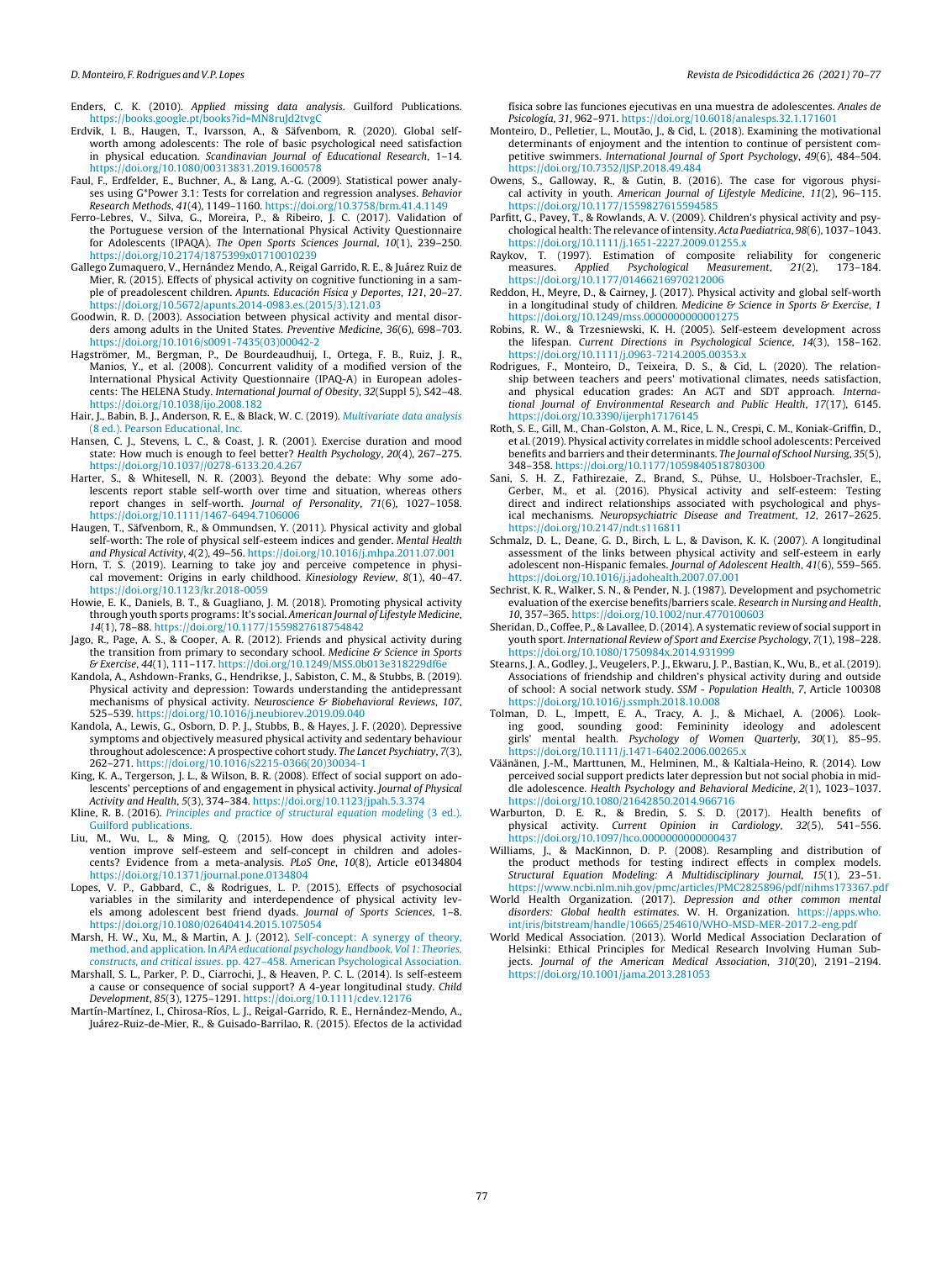Enders, C. K. (2010). *Applied missing data analysis*. Guilford Publications. https://books.google.pt/books?id=MN8ruJd2tvgC

Erdvik, I. B., Haugen, T., Ivarsson, A., & Säfvenbom, R. (2020). Global self-worth among adolescents: The role of basic psychological need satisfaction in physical education. *Scandinavian Journal of Educational Research*, 1–14. https://doi.org/10.1080/00313831.2019.1600578

Faul, F., Erdfelder, E., Buchner, A., & Lang, A.-G. (2009). Statistical power analyses using G*Power 3.1: Tests for correlation and regression analyses. *Behavior Research Methods*, *41*(4), 1149–1160. https://doi.org/10.3758/brm.41.4.1149

Ferro-Lebres, V., Silva, G., Moreira, P., & Ribeiro, J. C. (2017). Validation of the Portuguese version of the International Physical Activity Questionnaire for Adolescents (IPAQA). *The Open Sports Sciences Journal*, *10*(1), 239–250. https://doi.org/10.2174/1875399x01710010239

Gallego Zumaquero, V., Hernández Mendo, A., Reigal Garrido, R. E., & Juárez Ruiz de Mier, R. (2015). Effects of physical activity on cognitive functioning in a sample of preadolescent children. *Apunts. Educación Física y Deportes*, *121*, 20–27. https://doi.org/10.5672/apunts.2014-0983.es.(2015/3).121.03

Goodwin, R. D. (2003). Association between physical activity and mental disorders among adults in the United States. *Preventive Medicine*, *36*(6), 698–703. https://doi.org/10.1016/s0091-7435(03)00042-2

Hagströmer, M., Bergman, P., De Bourdeaudhuij, I., Ortega, F. B., Ruiz, J. R., Manios, Y., et al. (2008). Concurrent validity of a modified version of the International Physical Activity Questionnaire (IPAQ-A) in European adolescents: The HELENA Study. *International Journal of Obesity*, *32*(Suppl 5), S42–48. https://doi.org/10.1038/ijo.2008.182

Hair, J., Babin, B. J., Anderson, R. E., & Black, W. C. (2019). *Multivariate data analysis* (8 ed.). Pearson Educational, Inc.

Hansen, C. J., Stevens, L. C., & Coast, J. R. (2001). Exercise duration and mood state: How much is enough to feel better? *Health Psychology*, *20*(4), 267–275. https://doi.org/10.1037//0278-6133.20.4.267

Harter, S., & Whitesell, N. R. (2003). Beyond the debate: Why some adolescents report stable self-worth over time and situation, whereas others report changes in self-worth. *Journal of Personality*, *71*(6), 1027–1058. https://doi.org/10.1111/1467-6494.7106006

Haugen, T., Säfvenbom, R., & Ommundsen, Y. (2011). Physical activity and global self-worth: The role of physical self-esteem indices and gender. *Mental Health and Physical Activity*, *4*(2), 49–56. https://doi.org/10.1016/j.mhpa.2011.07.001

Horn, T. S. (2019). Learning to take joy and perceive competence in physical movement: Origins in early childhood. *Kinesiology Review*, *8*(1), 40–47. https://doi.org/10.1123/kr.2018-0059

Howie, E. K., Daniels, B. T., & Guagliano, J. M. (2018). Promoting physical activity through youth sports programs: It's social. *American Journal of Lifestyle Medicine*, *14*(1), 78–88. https://doi.org/10.1177/1559827618754842

Jago, R., Page, A. S., & Cooper, A. R. (2012). Friends and physical activity during the transition from primary to secondary school. *Medicine & Science in Sports & Exercise*, *44*(1), 111–117. https://doi.org/10.1249/MSS.0b013e318229df6e

Kandola, A., Ashdown-Franks, G., Hendrikse, J., Sabiston, C. M., & Stubbs, B. (2019). Physical activity and depression: Towards understanding the antidepressant mechanisms of physical activity. *Neuroscience & Biobehavioral Reviews*, *107*, 525–539. https://doi.org/10.1016/j.neubiorev.2019.09.040

Kandola, A., Lewis, G., Osborn, D. P. J., Stubbs, B., & Hayes, J. F. (2020). Depressive symptoms and objectively measured physical activity and sedentary behaviour throughout adolescence: A prospective cohort study. *The Lancet Psychiatry*, *7*(3), 262–271. https://doi.org/10.1016/s2215-0366(20)30034-1

King, K. A., Tergerson, J. L., & Wilson, B. R. (2008). Effect of social support on adolescents' perceptions of and engagement in physical activity. *Journal of Physical Activity and Health*, *5*(3), 374–384. https://doi.org/10.1123/jpah.5.3.374

Kline, R. B. (2016). *Principles and practice of structural equation modeling* (3 ed.). Guilford publications.

Liu, M., Wu, L., & Ming, Q. (2015). How does physical activity intervention improve self-esteem and self-concept in children and adolescents? Evidence from a meta-analysis. *PLoS One*, *10*(8), Article e0134804 https://doi.org/10.1371/journal.pone.0134804

Lopes, V. P., Gabbard, C., & Rodrigues, L. P. (2015). Effects of psychosocial variables in the similarity and interdependence of physical activity levels among adolescent best friend dyads. *Journal of Sports Sciences*, 1–8. https://doi.org/10.1080/02640414.2015.1075054

Marsh, H. W., Xu, M., & Martin, A. J. (2012). Self-concept: A synergy of theory, method, and application. In *APA educational psychology handbook, Vol 1: Theories, constructs, and critical issues*. pp. 427–458. American Psychological Association.

Marshall, S. L., Parker, P. D., Ciarrochi, J., & Heaven, P. C. L. (2014). Is self-esteem a cause or consequence of social support? A 4-year longitudinal study. *Child Development*, *85*(3), 1275–1291. https://doi.org/10.1111/cdev.12176

Martín-Martínez, I., Chirosa-Ríos, L. J., Reigal-Garrido, R. E., Hernández-Mendo, A., Juárez-Ruiz-de-Mier, R., & Guisado-Barrilao, R. (2015). Efectos de la actividad física sobre las funciones ejecutivas en una muestra de adolescentes. *Anales de Psicología*, *31*, 962–971. https://doi.org/10.6018/analesps.32.1.171601

Monteiro, D., Pelletier, L., Moutão, J., & Cid, L. (2018). Examining the motivational determinants of enjoyment and the intention to continue of persistent competitive swimmers. *International Journal of Sport Psychology*, *49*(6), 484–504. https://doi.org/10.7352/IJSP.2018.49.484

Owens, S., Galloway, R., & Gutin, B. (2016). The case for vigorous physical activity in youth. *American Journal of Lifestyle Medicine*, *11*(2), 96–115. https://doi.org/10.1177/1559827615594585

Parfitt, G., Pavey, T., & Rowlands, A. V. (2009). Children's physical activity and psychological health: The relevance of intensity. *Acta Paediatrica*, *98*(6), 1037–1043. https://doi.org/10.1111/j.1651-2227.2009.01255.x

Raykov, T. (1997). Estimation of composite reliability for congeneric measures. *Applied Psychological Measurement*, *21*(2), 173–184. https://doi.org/10.1177/01466216970212006

Reddon, H., Meyre, D., & Cairney, J. (2017). Physical activity and global self-worth in a longitudinal study of children. *Medicine & Science in Sports & Exercise*, *1* https://doi.org/10.1249/mss.0000000000001275

Robins, R. W., & Trzesniewski, K. H. (2005). Self-esteem development across the lifespan. *Current Directions in Psychological Science*, *14*(3), 158–162. https://doi.org/10.1111/j.0963-7214.2005.00353.x

Rodrigues, F., Monteiro, D., Teixeira, D. S., & Cid, L. (2020). The relationship between teachers and peers' motivational climates, needs satisfaction, and physical education grades: An AGT and SDT approach. *International Journal of Environmental Research and Public Health*, *17*(17), 6145. https://doi.org/10.3390/ijerph17176145

Roth, S. E., Gill, M., Chan-Golston, A. M., Rice, L. N., Crespi, C. M., Koniak-Griffin, D., et al. (2019). Physical activity correlates in middle school adolescents: Perceived benefits and barriers and their determinants. *The Journal of School Nursing*, *35*(5), 348–358. https://doi.org/10.1177/1059840518780300

Sani, S. H. Z., Fathirezaie, Z., Brand, S., Pühse, U., Holsboer-Trachsler, E., Gerber, M., et al. (2016). Physical activity and self-esteem: Testing direct and indirect relationships associated with psychological and physical mechanisms. *Neuropsychiatric Disease and Treatment*, *12*, 2617–2625. https://doi.org/10.2147/ndt.s116811

Schmalz, D. L., Deane, G. D., Birch, L. L., & Davison, K. K. (2007). A longitudinal assessment of the links between physical activity and self-esteem in early adolescent non-Hispanic females. *Journal of Adolescent Health*, *41*(6), 559–565. https://doi.org/10.1016/j.jadohealth.2007.07.001

Sechrist, K. R., Walker, S. N., & Pender, N. J. (1987). Development and psychometric evaluation of the exercise benefits/barriers scale. *Research in Nursing and Health*, *10*, 357–365. https://doi.org/10.1002/nur.4770100603

Sheridan, D., Coffee, P., & Lavallee, D. (2014). A systematic review of social support in youth sport. *International Review of Sport and Exercise Psychology*, *7*(1), 198–228. https://doi.org/10.1080/1750984x.2014.931999

Stearns, J. A., Godley, J., Veugelers, P. J., Ekwaru, J. P., Bastian, K., Wu, B., et al. (2019). Associations of friendship and children's physical activity during and outside of school: A social network study. *SSM - Population Health*, *7*, Article 100308 https://doi.org/10.1016/j.ssmph.2018.10.008

Tolman, D. L., Impett, E. A., Tracy, A. J., & Michael, A. (2006). Looking good, sounding good: Femininity ideology and adolescent girls' mental health. *Psychology of Women Quarterly*, *30*(1), 85–95. https://doi.org/10.1111/j.1471-6402.2006.00265.x

Väänänen, J.-M., Marttunen, M., Helminen, M., & Kaltiala-Heino, R. (2014). Low perceived social support predicts later depression but not social phobia in middle adolescence. *Health Psychology and Behavioral Medicine*, *2*(1), 1023–1037. https://doi.org/10.1080/21642850.2014.966716

Warburton, D. E. R., & Bredin, S. S. D. (2017). Health benefits of physical activity. *Current Opinion in Cardiology*, *32*(5), 541–556. https://doi.org/10.1097/hco.0000000000000437

Williams, J., & MacKinnon, D. P. (2008). Resampling and distribution of the product methods for testing indirect effects in complex models. *Structural Equation Modeling: A Multidisciplinary Journal*, *15*(1), 23–51. https://www.ncbi.nlm.nih.gov/pmc/articles/PMC2825896/pdf/nihms173367.pdf

World Health Organization. (2017). *Depression and other common mental disorders: Global health estimates*. W. H. Organization. https://apps.who.int/iris/bitstream/handle/10665/254610/WHO-MSD-MER-2017.2-eng.pdf

World Medical Association. (2013). World Medical Association Declaration of Helsinki: Ethical Principles for Medical Research Involving Human Subjects. *Journal of the American Medical Association*, *310*(20), 2191–2194. https://doi.org/10.1001/jama.2013.281053